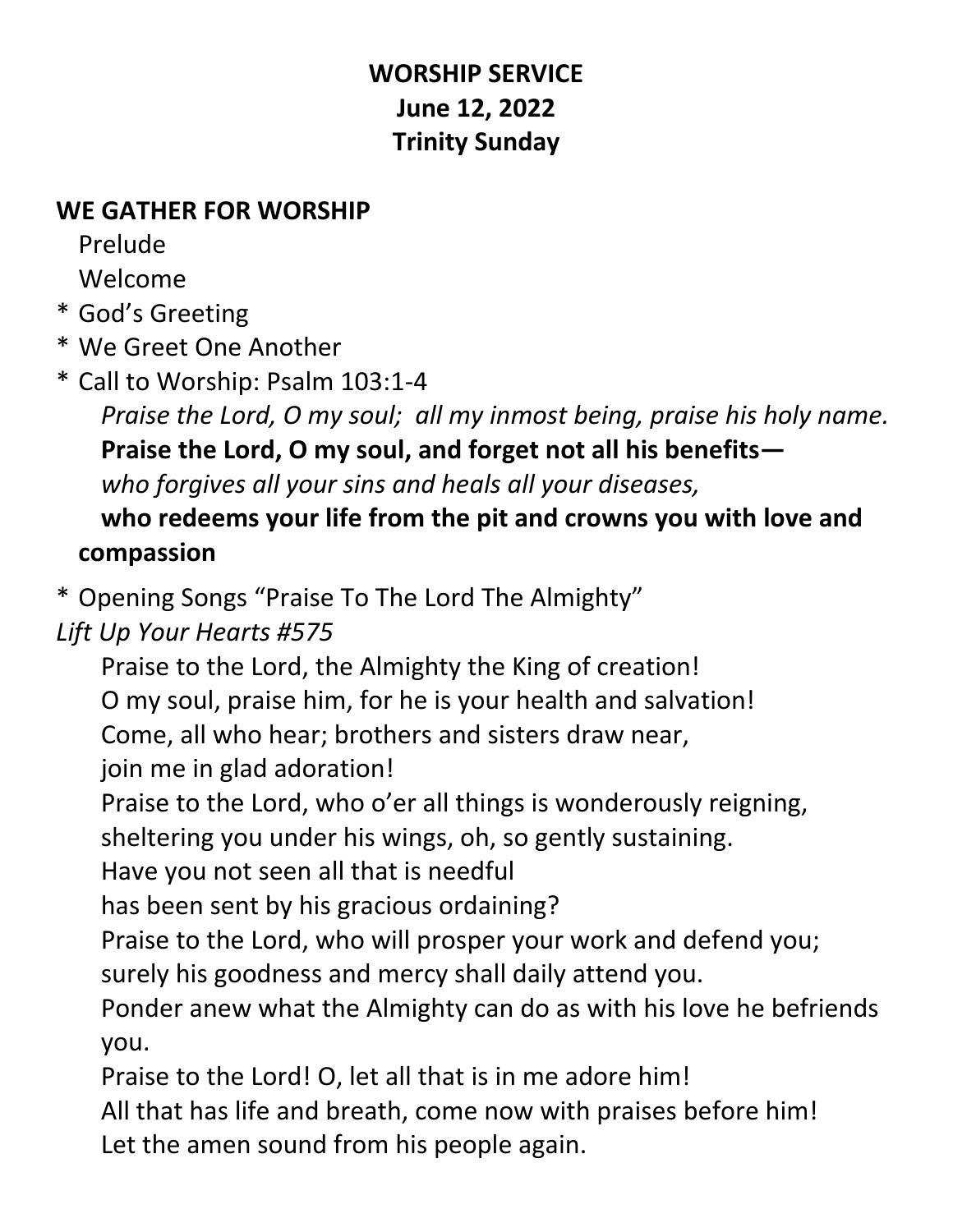**WORSHIP SERVICE**
**June 12, 2022**
**Trinity Sunday**

**WE GATHER FOR WORSHIP**

Prelude

Welcome

\* God’s Greeting

\* We Greet One Another

\* Call to Worship: Psalm 103:1-4

*Praise the Lord, O my soul; all my inmost being, praise his holy name.*
**Praise the Lord, O my soul, and forget not all his benefits—**
*who forgives all your sins and heals all your diseases,*
**who redeems your life from the pit and crowns you with love and compassion**

\* Opening Songs “Praise To The Lord The Almighty”

*Lift Up Your Hearts #575*

Praise to the Lord, the Almighty the King of creation!
O my soul, praise him, for he is your health and salvation!
Come, all who hear; brothers and sisters draw near,
join me in glad adoration!
Praise to the Lord, who o’er all things is wonderously reigning,
sheltering you under his wings, oh, so gently sustaining.
Have you not seen all that is needful
has been sent by his gracious ordaining?
Praise to the Lord, who will prosper your work and defend you;
surely his goodness and mercy shall daily attend you.
Ponder anew what the Almighty can do as with his love he befriends you.
Praise to the Lord! O, let all that is in me adore him!
All that has life and breath, come now with praises before him!
Let the amen sound from his people again.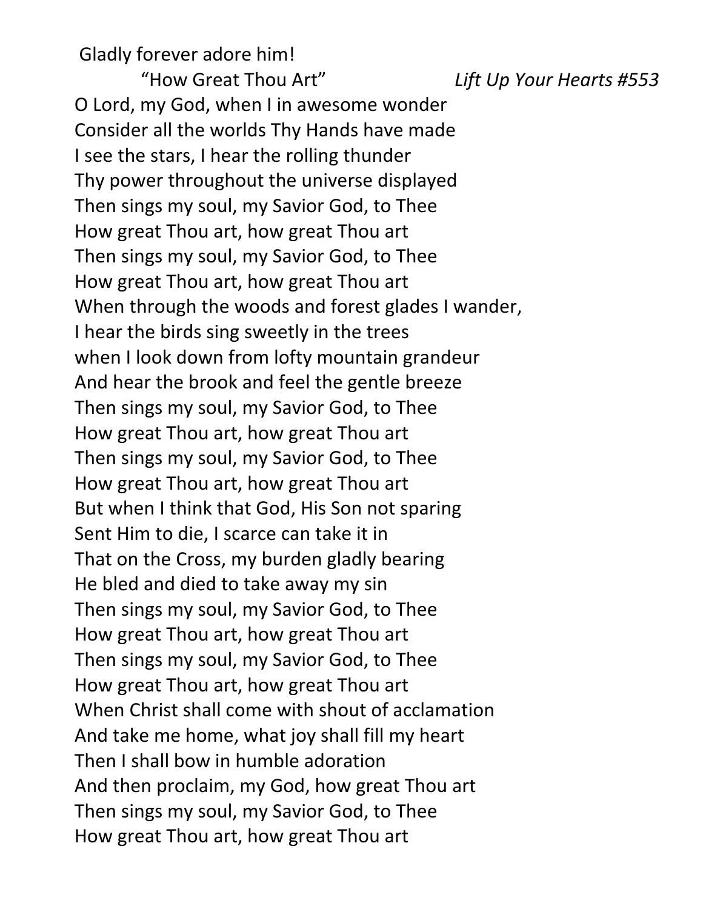Gladly forever adore him!

"How Great Thou Art" *Lift Up Your Hearts #553*

O Lord, my God, when I in awesome wonder
Consider all the worlds Thy Hands have made
I see the stars, I hear the rolling thunder
Thy power throughout the universe displayed
Then sings my soul, my Savior God, to Thee
How great Thou art, how great Thou art
Then sings my soul, my Savior God, to Thee
How great Thou art, how great Thou art
When through the woods and forest glades I wander,
I hear the birds sing sweetly in the trees
when I look down from lofty mountain grandeur
And hear the brook and feel the gentle breeze
Then sings my soul, my Savior God, to Thee
How great Thou art, how great Thou art
Then sings my soul, my Savior God, to Thee
How great Thou art, how great Thou art
But when I think that God, His Son not sparing
Sent Him to die, I scarce can take it in
That on the Cross, my burden gladly bearing
He bled and died to take away my sin
Then sings my soul, my Savior God, to Thee
How great Thou art, how great Thou art
Then sings my soul, my Savior God, to Thee
How great Thou art, how great Thou art
When Christ shall come with shout of acclamation
And take me home, what joy shall fill my heart
Then I shall bow in humble adoration
And then proclaim, my God, how great Thou art
Then sings my soul, my Savior God, to Thee
How great Thou art, how great Thou art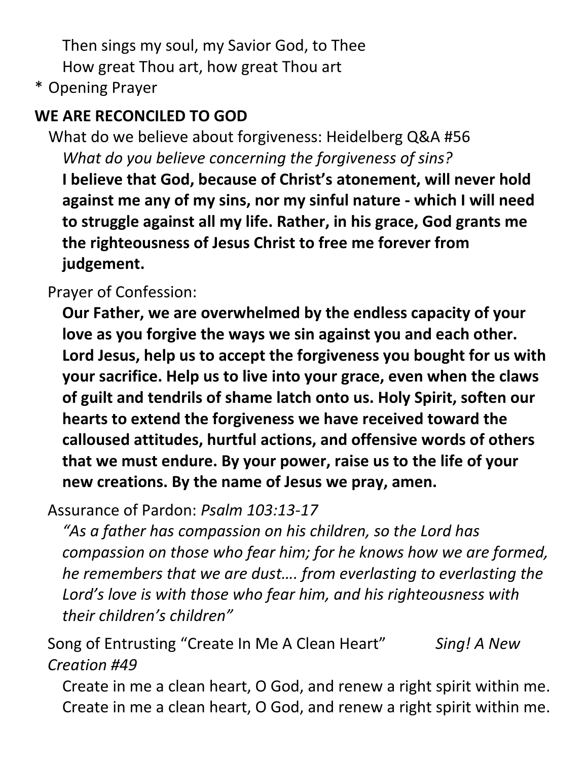Then sings my soul, my Savior God, to Thee  
How great Thou art, how great Thou art

\* Opening Prayer

## WE ARE RECONCILED TO GOD

What do we believe about forgiveness: Heidelberg Q&A #56

*What do you believe concerning the forgiveness of sins?*

**I believe that God, because of Christ's atonement, will never hold against me any of my sins, nor my sinful nature - which I will need to struggle against all my life. Rather, in his grace, God grants me the righteousness of Jesus Christ to free me forever from judgement.**

Prayer of Confession:

**Our Father, we are overwhelmed by the endless capacity of your love as you forgive the ways we sin against you and each other. Lord Jesus, help us to accept the forgiveness you bought for us with your sacrifice. Help us to live into your grace, even when the claws of guilt and tendrils of shame latch onto us. Holy Spirit, soften our hearts to extend the forgiveness we have received toward the calloused attitudes, hurtful actions, and offensive words of others that we must endure. By your power, raise us to the life of your new creations. By the name of Jesus we pray, amen.**

Assurance of Pardon: *Psalm 103:13-17*

*"As a father has compassion on his children, so the Lord has compassion on those who fear him; for he knows how we are formed, he remembers that we are dust…. from everlasting to everlasting the Lord's love is with those who fear him, and his righteousness with their children's children"*

Song of Entrusting "Create In Me A Clean Heart" *Sing! A New Creation #49*

Create in me a clean heart, O God, and renew a right spirit within me.  
Create in me a clean heart, O God, and renew a right spirit within me.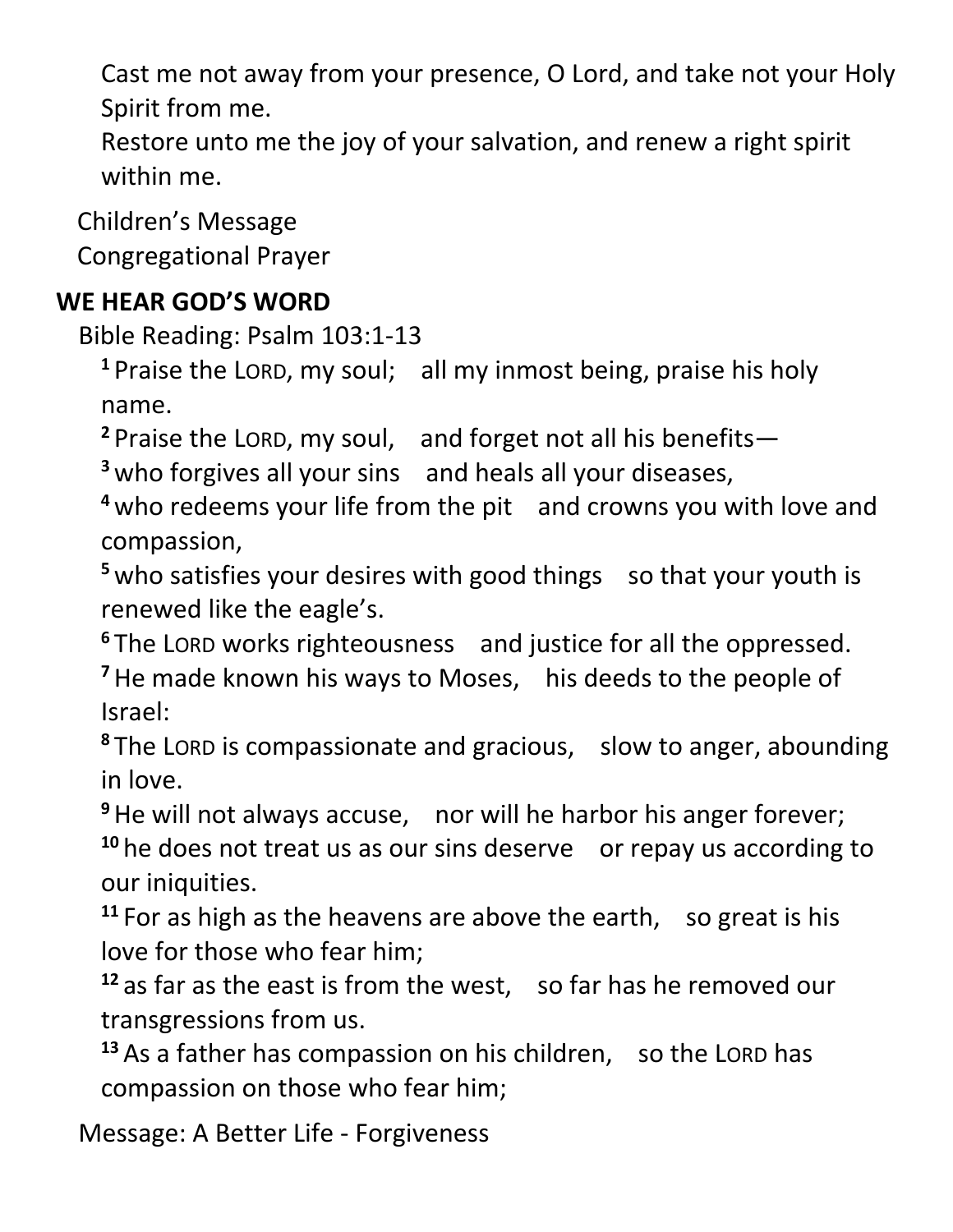Cast me not away from your presence, O Lord, and take not your Holy Spirit from me.
Restore unto me the joy of your salvation, and renew a right spirit within me.

Children's Message
Congregational Prayer

## WE HEAR GOD'S WORD

Bible Reading: Psalm 103:1-13

[1] Praise the LORD, my soul; all my inmost being, praise his holy name.
[2] Praise the LORD, my soul, and forget not all his benefits—
[3] who forgives all your sins and heals all your diseases,
[4] who redeems your life from the pit and crowns you with love and compassion,
[5] who satisfies your desires with good things so that your youth is renewed like the eagle's.
[6] The LORD works righteousness and justice for all the oppressed.
[7] He made known his ways to Moses, his deeds to the people of Israel:
[8] The LORD is compassionate and gracious, slow to anger, abounding in love.
[9] He will not always accuse, nor will he harbor his anger forever;
[10] he does not treat us as our sins deserve or repay us according to our iniquities.
[11] For as high as the heavens are above the earth, so great is his love for those who fear him;
[12] as far as the east is from the west, so far has he removed our transgressions from us.
[13] As a father has compassion on his children, so the LORD has compassion on those who fear him;

Message: A Better Life - Forgiveness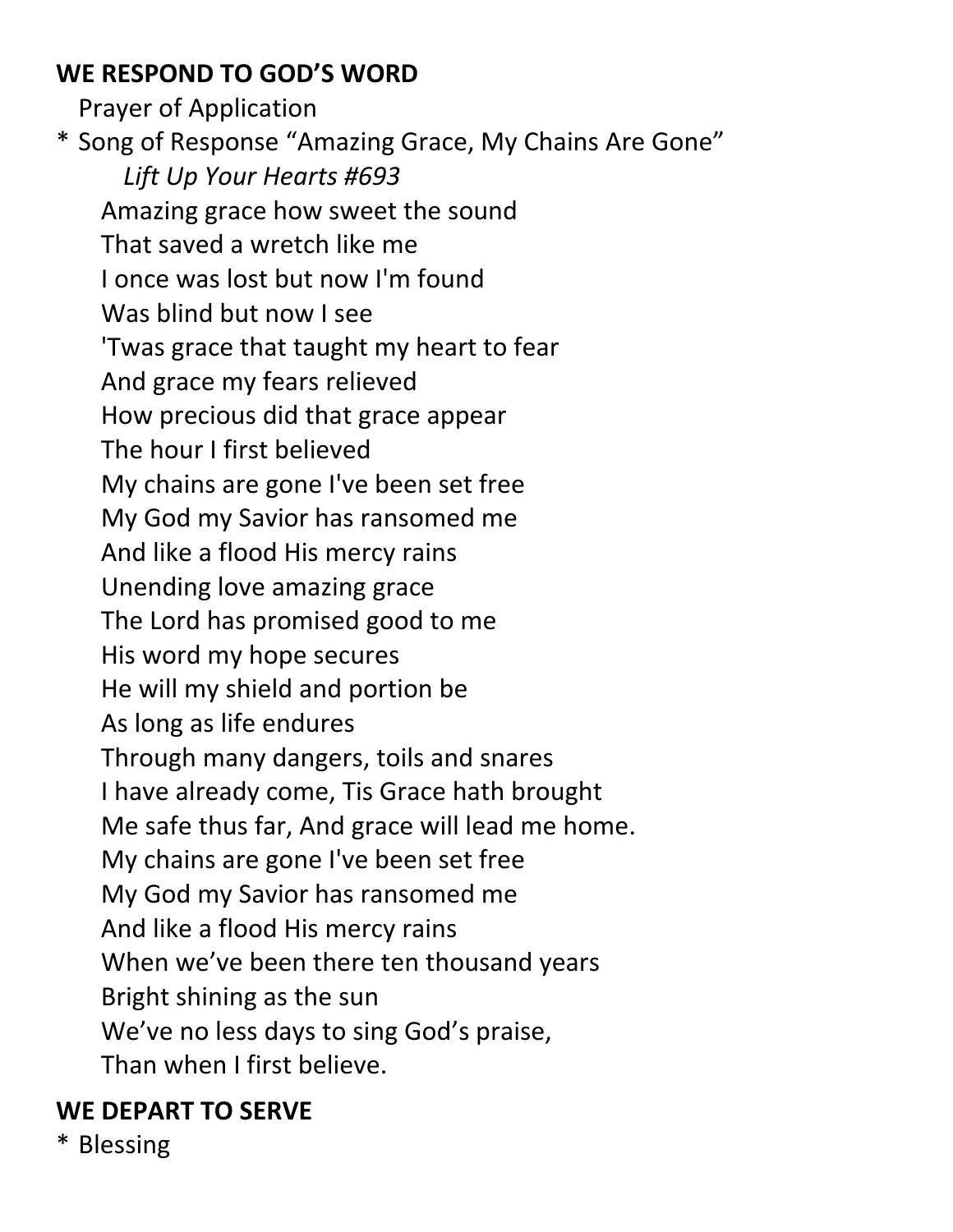**WE RESPOND TO GOD'S WORD**

Prayer of Application

\* Song of Response "Amazing Grace, My Chains Are Gone"
*Lift Up Your Hearts #693*

Amazing grace how sweet the sound
That saved a wretch like me
I once was lost but now I'm found
Was blind but now I see
'Twas grace that taught my heart to fear
And grace my fears relieved
How precious did that grace appear
The hour I first believed
My chains are gone I've been set free
My God my Savior has ransomed me
And like a flood His mercy rains
Unending love amazing grace
The Lord has promised good to me
His word my hope secures
He will my shield and portion be
As long as life endures
Through many dangers, toils and snares
I have already come, Tis Grace hath brought
Me safe thus far, And grace will lead me home.
My chains are gone I've been set free
My God my Savior has ransomed me
And like a flood His mercy rains
When we've been there ten thousand years
Bright shining as the sun
We've no less days to sing God's praise,
Than when I first believe.

**WE DEPART TO SERVE**

\* Blessing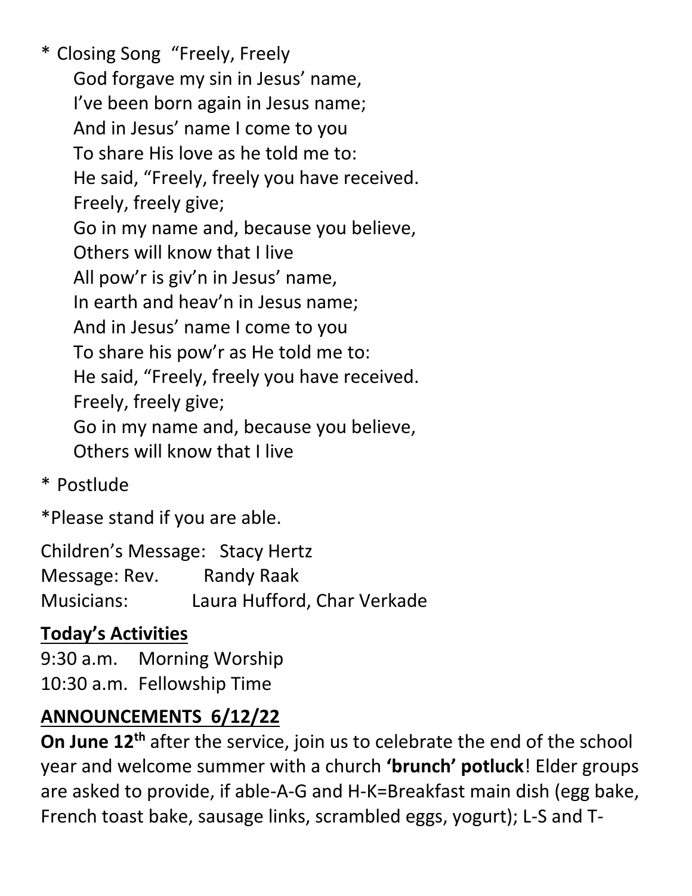* Closing Song "Freely, Freely

God forgave my sin in Jesus' name,  
I've been born again in Jesus name;  
And in Jesus' name I come to you  
To share His love as he told me to:  
He said, "Freely, freely you have received.  
Freely, freely give;  
Go in my name and, because you believe,  
Others will know that I live  
All pow'r is giv'n in Jesus' name,  
In earth and heav'n in Jesus name;  
And in Jesus' name I come to you  
To share his pow'r as He told me to:  
He said, "Freely, freely you have received.  
Freely, freely give;  
Go in my name and, because you believe,  
Others will know that I live

* Postlude

*Please stand if you are able.

Children's Message: Stacy Hertz  
Message: Rev. Randy Raak  
Musicians: Laura Hufford, Char Verkade

## Today's Activities

9:30 a.m. Morning Worship  
10:30 a.m. Fellowship Time

## ANNOUNCEMENTS 6/12/22

**On June 12th** after the service, join us to celebrate the end of the school year and welcome summer with a church **'brunch' potluck**! Elder groups are asked to provide, if able-A-G and H-K=Breakfast main dish (egg bake, French toast bake, sausage links, scrambled eggs, yogurt); L-S and T-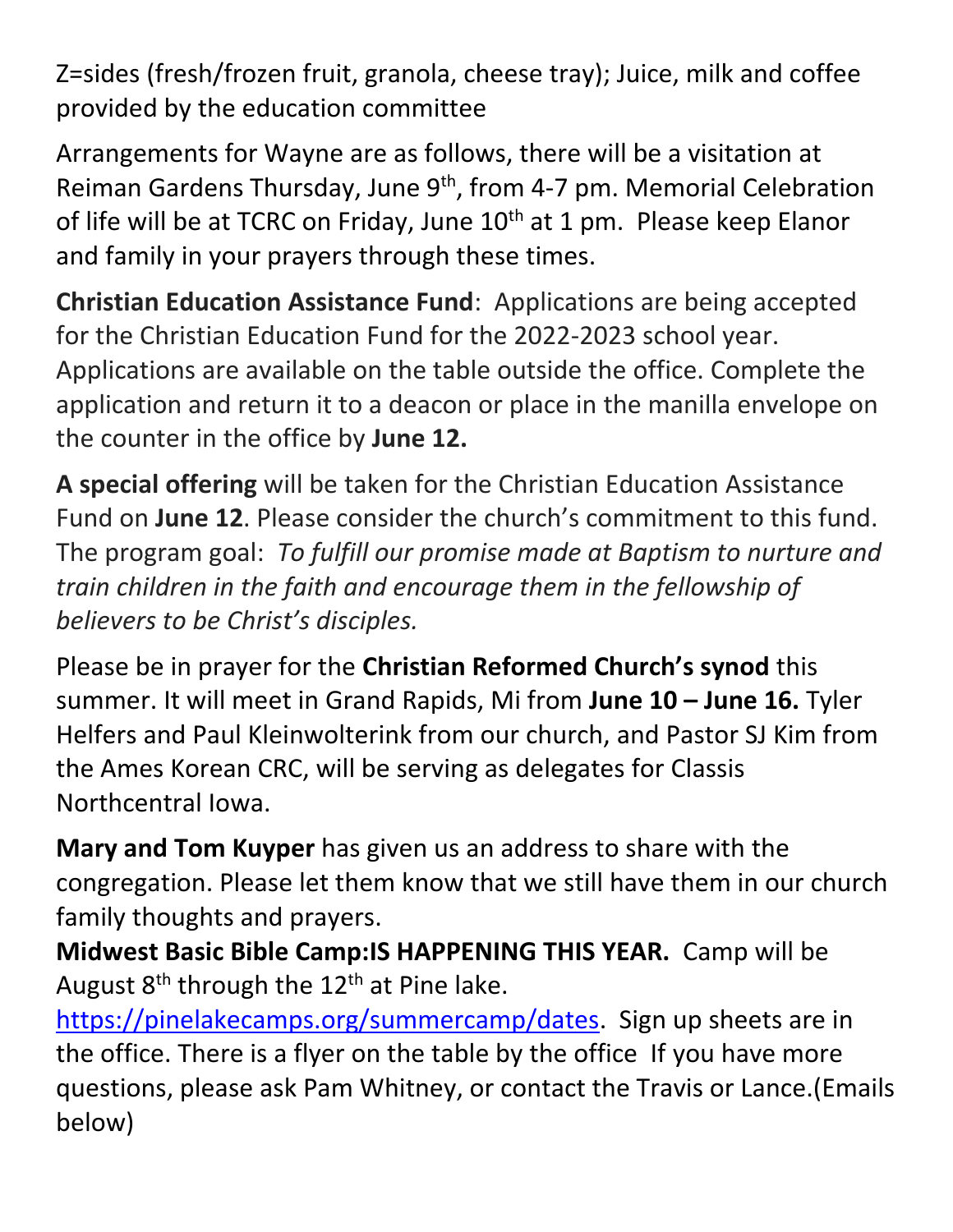Z=sides (fresh/frozen fruit, granola, cheese tray); Juice, milk and coffee provided by the education committee

Arrangements for Wayne are as follows, there will be a visitation at Reiman Gardens Thursday, June 9th, from 4-7 pm. Memorial Celebration of life will be at TCRC on Friday, June 10th at 1 pm. Please keep Elanor and family in your prayers through these times.

**Christian Education Assistance Fund**: Applications are being accepted for the Christian Education Fund for the 2022-2023 school year. Applications are available on the table outside the office. Complete the application and return it to a deacon or place in the manilla envelope on the counter in the office by **June 12.**

**A special offering** will be taken for the Christian Education Assistance Fund on **June 12**. Please consider the church's commitment to this fund. The program goal: *To fulfill our promise made at Baptism to nurture and train children in the faith and encourage them in the fellowship of believers to be Christ's disciples.*

Please be in prayer for the **Christian Reformed Church's synod** this summer. It will meet in Grand Rapids, Mi from **June 10 – June 16.** Tyler Helfers and Paul Kleinwolterink from our church, and Pastor SJ Kim from the Ames Korean CRC, will be serving as delegates for Classis Northcentral Iowa.

**Mary and Tom Kuyper** has given us an address to share with the congregation. Please let them know that we still have them in our church family thoughts and prayers.

**Midwest Basic Bible Camp:IS HAPPENING THIS YEAR.** Camp will be August 8th through the 12th at Pine lake. https://pinelakecamps.org/summercamp/dates. Sign up sheets are in the office. There is a flyer on the table by the office If you have more questions, please ask Pam Whitney, or contact the Travis or Lance.(Emails below)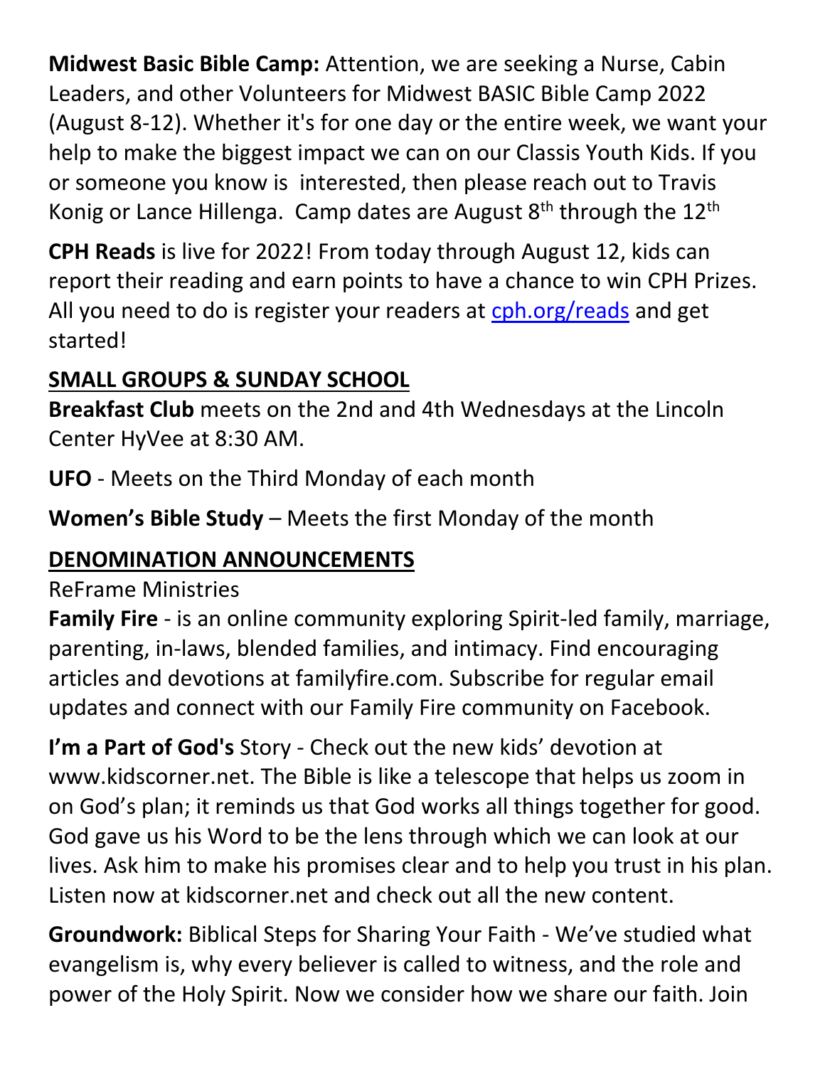**Midwest Basic Bible Camp:** Attention, we are seeking a Nurse, Cabin Leaders, and other Volunteers for Midwest BASIC Bible Camp 2022 (August 8-12). Whether it's for one day or the entire week, we want your help to make the biggest impact we can on our Classis Youth Kids. If you or someone you know is interested, then please reach out to Travis Konig or Lance Hillenga. Camp dates are August 8th through the 12th

**CPH Reads** is live for 2022! From today through August 12, kids can report their reading and earn points to have a chance to win CPH Prizes. All you need to do is register your readers at [cph.org/reads](cph.org/reads) and get started!

## SMALL GROUPS & SUNDAY SCHOOL

**Breakfast Club** meets on the 2nd and 4th Wednesdays at the Lincoln Center HyVee at 8:30 AM.

**UFO** - Meets on the Third Monday of each month

**Women's Bible Study** – Meets the first Monday of the month

## DENOMINATION ANNOUNCEMENTS

ReFrame Ministries

**Family Fire** - is an online community exploring Spirit-led family, marriage, parenting, in-laws, blended families, and intimacy. Find encouraging articles and devotions at familyfire.com. Subscribe for regular email updates and connect with our Family Fire community on Facebook.

**I'm a Part of God's** Story - Check out the new kids' devotion at www.kidscorner.net. The Bible is like a telescope that helps us zoom in on God's plan; it reminds us that God works all things together for good. God gave us his Word to be the lens through which we can look at our lives. Ask him to make his promises clear and to help you trust in his plan. Listen now at kidscorner.net and check out all the new content.

**Groundwork:** Biblical Steps for Sharing Your Faith - We've studied what evangelism is, why every believer is called to witness, and the role and power of the Holy Spirit. Now we consider how we share our faith. Join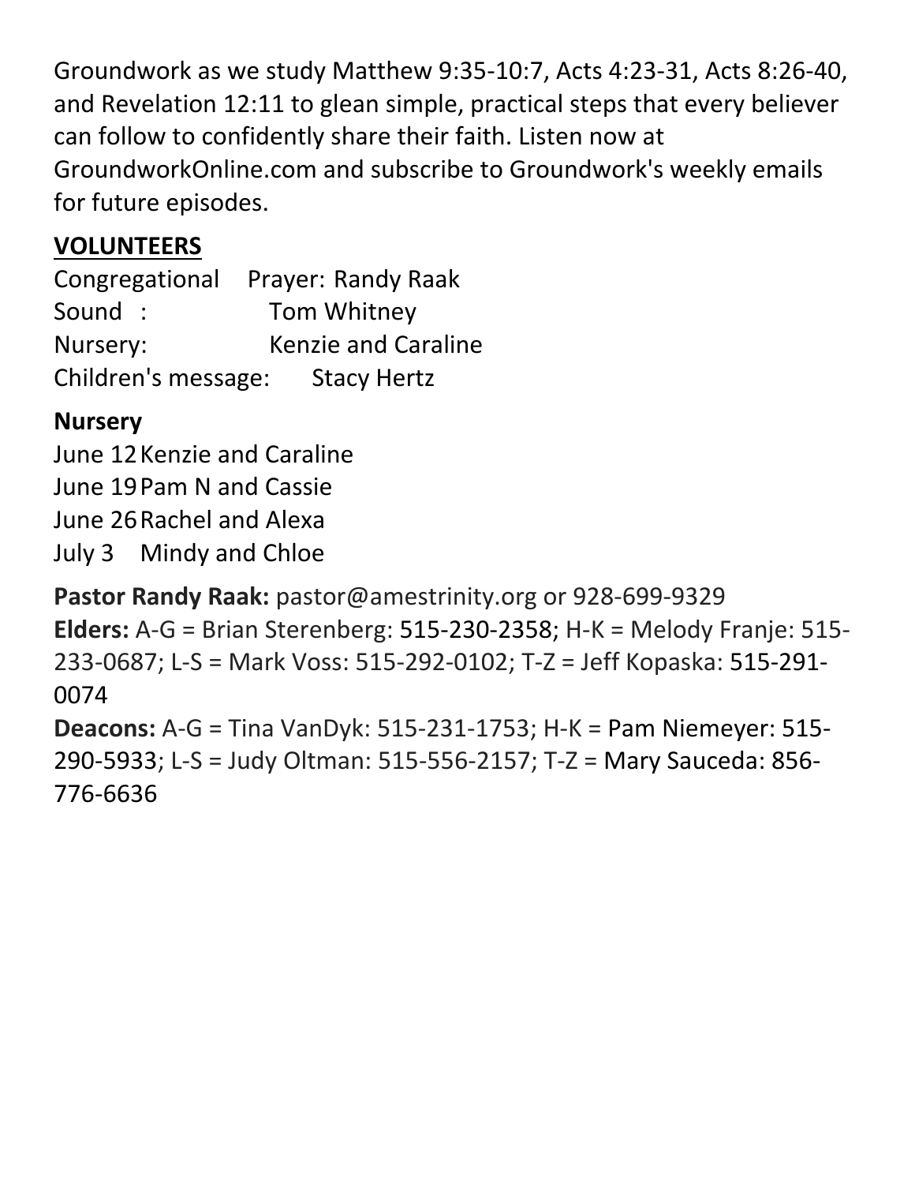Groundwork as we study Matthew 9:35-10:7, Acts 4:23-31, Acts 8:26-40, and Revelation 12:11 to glean simple, practical steps that every believer can follow to confidently share their faith. Listen now at GroundworkOnline.com and subscribe to Groundwork's weekly emails for future episodes.

## VOLUNTEERS

Congregational Prayer: Randy Raak
Sound : Tom Whitney
Nursery: Kenzie and Caraline
Children's message: Stacy Hertz

**Nursery**

June 12 Kenzie and Caraline
June 19 Pam N and Cassie
June 26 Rachel and Alexa
July 3 Mindy and Chloe

**Pastor Randy Raak:** pastor@amestrinity.org or 928-699-9329
**Elders:** A-G = Brian Sterenberg: 515-230-2358; H-K = Melody Franje: 515-233-0687; L-S = Mark Voss: 515-292-0102; T-Z = Jeff Kopaska: 515-291-0074
**Deacons:** A-G = Tina VanDyk: 515-231-1753; H-K = Pam Niemeyer: 515-290-5933; L-S = Judy Oltman: 515-556-2157; T-Z = Mary Sauceda: 856-776-6636